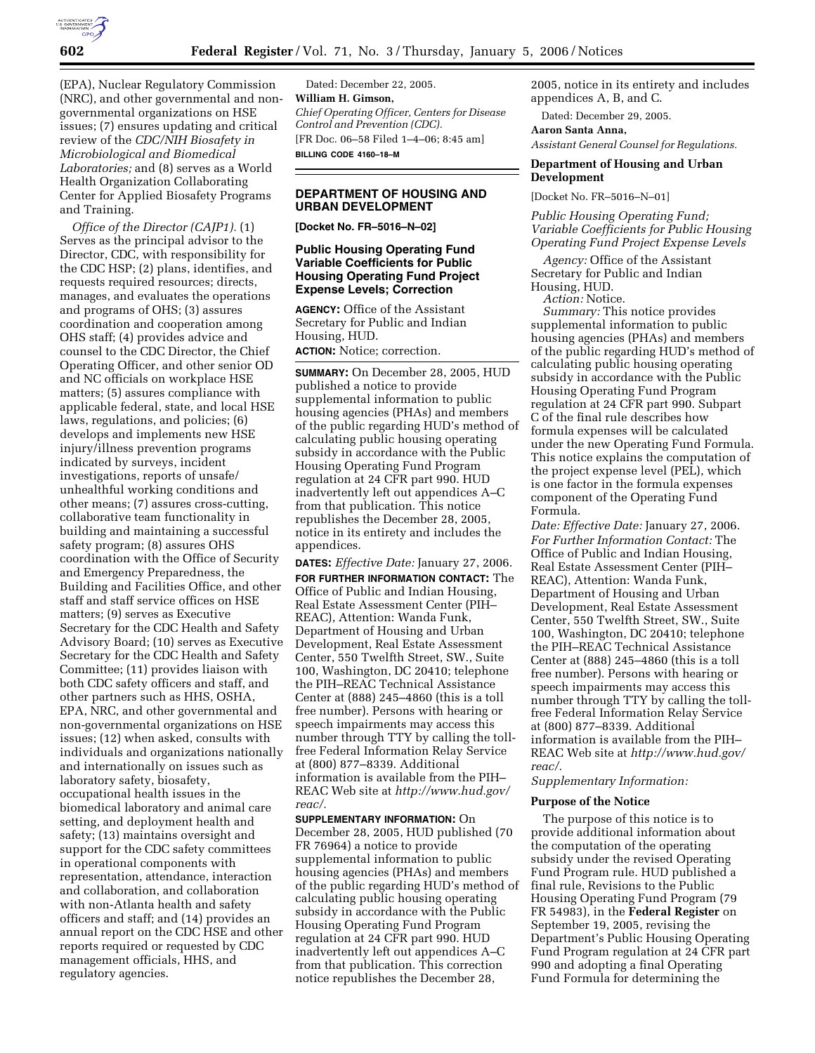(EPA), Nuclear Regulatory Commission (NRC), and other governmental and non-governmental organizations on HSE issues; (7) ensures updating and critical review of the *CDC/NIH Biosafety in Microbiological and Biomedical Laboratories;* and (8) serves as a World Health Organization Collaborating Center for Applied Biosafety Programs and Training.

*Office of the Director (CAJP1).* (1) Serves as the principal advisor to the Director, CDC, with responsibility for the CDC HSP; (2) plans, identifies, and requests required resources; directs, manages, and evaluates the operations and programs of OHS; (3) assures coordination and cooperation among OHS staff; (4) provides advice and counsel to the CDC Director, the Chief Operating Officer, and other senior OD and NC officials on workplace HSE matters; (5) assures compliance with applicable federal, state, and local HSE laws, regulations, and policies; (6) develops and implements new HSE injury/illness prevention programs indicated by surveys, incident investigations, reports of unsafe/unhealthful working conditions and other means; (7) assures cross-cutting, collaborative team functionality in building and maintaining a successful safety program; (8) assures OHS coordination with the Office of Security and Emergency Preparedness, the Building and Facilities Office, and other staff and staff service offices on HSE matters; (9) serves as Executive Secretary for the CDC Health and Safety Advisory Board; (10) serves as Executive Secretary for the CDC Health and Safety Committee; (11) provides liaison with both CDC safety officers and staff, and other partners such as HHS, OSHA, EPA, NRC, and other governmental and non-governmental organizations on HSE issues; (12) when asked, consults with individuals and organizations nationally and internationally on issues such as laboratory safety, biosafety, occupational health issues in the biomedical laboratory and animal care setting, and deployment health and safety; (13) maintains oversight and support for the CDC safety committees in operational components with representation, attendance, interaction and collaboration, and collaboration with non-Atlanta health and safety officers and staff; and (14) provides an annual report on the CDC HSE and other reports required or requested by CDC management officials, HHS, and regulatory agencies.

Dated: December 22, 2005.

**William H. Gimson,**

*Chief Operating Officer, Centers for Disease Control and Prevention (CDC).*

[FR Doc. 06–58 Filed 1–4–06; 8:45 am]

**BILLING CODE 4160–18–M**

## DEPARTMENT OF HOUSING AND URBAN DEVELOPMENT

**[Docket No. FR–5016–N–02]**

### Public Housing Operating Fund Variable Coefficients for Public Housing Operating Fund Project Expense Levels; Correction

**AGENCY:** Office of the Assistant Secretary for Public and Indian Housing, HUD.

**ACTION:** Notice; correction.

**SUMMARY:** On December 28, 2005, HUD published a notice to provide supplemental information to public housing agencies (PHAs) and members of the public regarding HUD's method of calculating public housing operating subsidy in accordance with the Public Housing Operating Fund Program regulation at 24 CFR part 990. HUD inadvertently left out appendices A–C from that publication. This notice republishes the December 28, 2005, notice in its entirety and includes the appendices.

**DATES:** *Effective Date:* January 27, 2006.

**FOR FURTHER INFORMATION CONTACT:** The Office of Public and Indian Housing, Real Estate Assessment Center (PIH–REAC), Attention: Wanda Funk, Department of Housing and Urban Development, Real Estate Assessment Center, 550 Twelfth Street, SW., Suite 100, Washington, DC 20410; telephone the PIH–REAC Technical Assistance Center at (888) 245–4860 (this is a toll free number). Persons with hearing or speech impairments may access this number through TTY by calling the toll-free Federal Information Relay Service at (800) 877–8339. Additional information is available from the PIH–REAC Web site at *http://www.hud.gov/reac/.*

**SUPPLEMENTARY INFORMATION:** On December 28, 2005, HUD published (70 FR 76964) a notice to provide supplemental information to public housing agencies (PHAs) and members of the public regarding HUD's method of calculating public housing operating subsidy in accordance with the Public Housing Operating Fund Program regulation at 24 CFR part 990. HUD inadvertently left out appendices A–C from that publication. This correction notice republishes the December 28, 2005, notice in its entirety and includes appendices A, B, and C.

Dated: December 29, 2005.

**Aaron Santa Anna,**

*Assistant General Counsel for Regulations.*

**Department of Housing and Urban Development**

[Docket No. FR–5016–N–01]

*Public Housing Operating Fund; Variable Coefficients for Public Housing Operating Fund Project Expense Levels*

*Agency:* Office of the Assistant Secretary for Public and Indian Housing, HUD.

*Action:* Notice.

*Summary:* This notice provides supplemental information to public housing agencies (PHAs) and members of the public regarding HUD's method of calculating public housing operating subsidy in accordance with the Public Housing Operating Fund Program regulation at 24 CFR part 990. Subpart C of the final rule describes how formula expenses will be calculated under the new Operating Fund Formula. This notice explains the computation of the project expense level (PEL), which is one factor in the formula expenses component of the Operating Fund Formula.

*Date: Effective Date:* January 27, 2006.

*For Further Information Contact:* The Office of Public and Indian Housing, Real Estate Assessment Center (PIH–REAC), Attention: Wanda Funk, Department of Housing and Urban Development, Real Estate Assessment Center, 550 Twelfth Street, SW., Suite 100, Washington, DC 20410; telephone the PIH–REAC Technical Assistance Center at (888) 245–4860 (this is a toll free number). Persons with hearing or speech impairments may access this number through TTY by calling the toll-free Federal Information Relay Service at (800) 877–8339. Additional information is available from the PIH–REAC Web site at *http://www.hud.gov/reac/.*

*Supplementary Information:*

**Purpose of the Notice**

The purpose of this notice is to provide additional information about the computation of the operating subsidy under the revised Operating Fund Program rule. HUD published a final rule, Revisions to the Public Housing Operating Fund Program (79 FR 54983), in the **Federal Register** on September 19, 2005, revising the Department's Public Housing Operating Fund Program regulation at 24 CFR part 990 and adopting a final Operating Fund Formula for determining the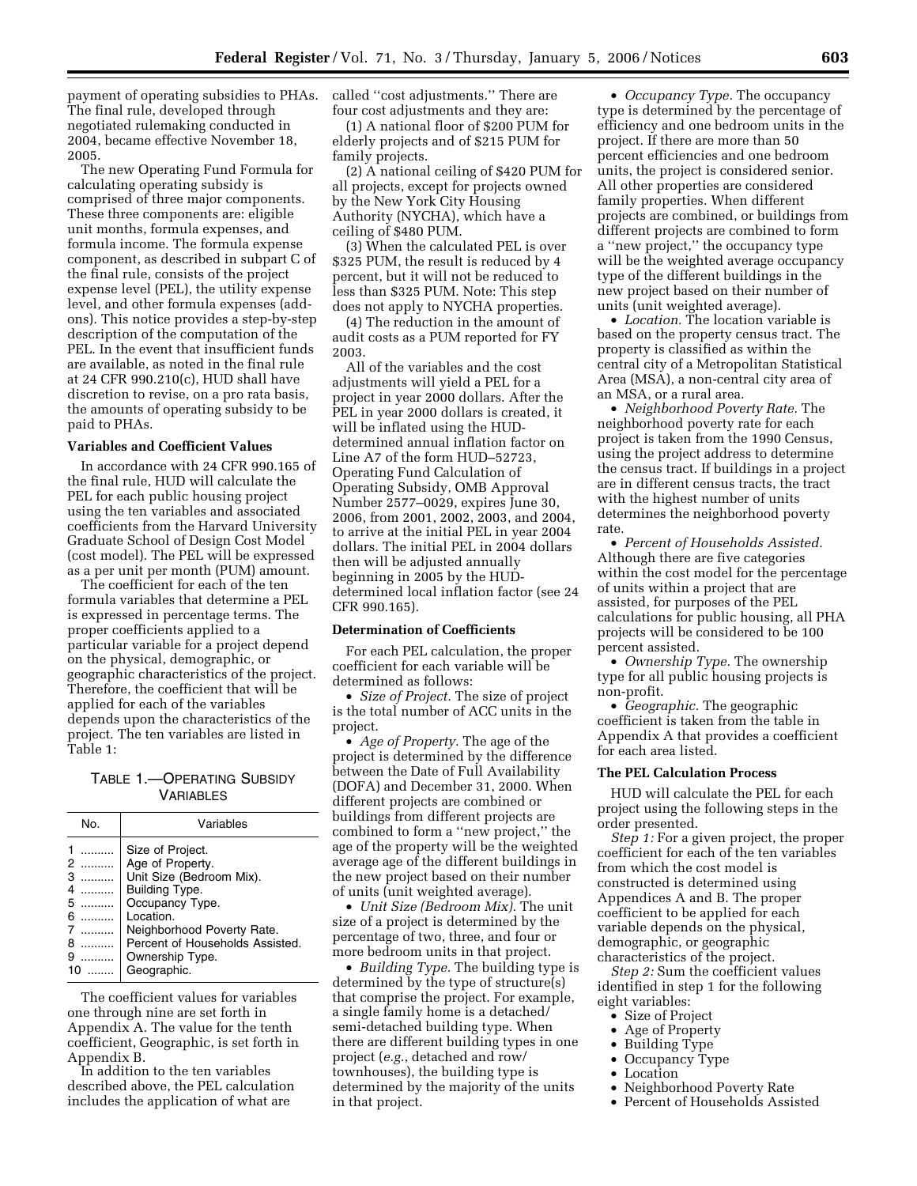payment of operating subsidies to PHAs. The final rule, developed through negotiated rulemaking conducted in 2004, became effective November 18, 2005.

The new Operating Fund Formula for calculating operating subsidy is comprised of three major components. These three components are: eligible unit months, formula expenses, and formula income. The formula expense component, as described in subpart C of the final rule, consists of the project expense level (PEL), the utility expense level, and other formula expenses (add-ons). This notice provides a step-by-step description of the computation of the PEL. In the event that insufficient funds are available, as noted in the final rule at 24 CFR 990.210(c), HUD shall have discretion to revise, on a pro rata basis, the amounts of operating subsidy to be paid to PHAs.

**Variables and Coefficient Values**

In accordance with 24 CFR 990.165 of the final rule, HUD will calculate the PEL for each public housing project using the ten variables and associated coefficients from the Harvard University Graduate School of Design Cost Model (cost model). The PEL will be expressed as a per unit per month (PUM) amount.

The coefficient for each of the ten formula variables that determine a PEL is expressed in percentage terms. The proper coefficients applied to a particular variable for a project depend on the physical, demographic, or geographic characteristics of the project. Therefore, the coefficient that will be applied for each of the variables depends upon the characteristics of the project. The ten variables are listed in Table 1:

TABLE 1.—OPERATING SUBSIDY VARIABLES

| No. | Variables |
|---|---|
| 1 | Size of Project. |
| 2 | Age of Property. |
| 3 | Unit Size (Bedroom Mix). |
| 4 | Building Type. |
| 5 | Occupancy Type. |
| 6 | Location. |
| 7 | Neighborhood Poverty Rate. |
| 8 | Percent of Households Assisted. |
| 9 | Ownership Type. |
| 10 | Geographic. |

The coefficient values for variables one through nine are set forth in Appendix A. The value for the tenth coefficient, Geographic, is set forth in Appendix B.

In addition to the ten variables described above, the PEL calculation includes the application of what are called "cost adjustments." There are four cost adjustments and they are:

(1) A national floor of $200 PUM for elderly projects and of $215 PUM for family projects.

(2) A national ceiling of $420 PUM for all projects, except for projects owned by the New York City Housing Authority (NYCHA), which have a ceiling of $480 PUM.

(3) When the calculated PEL is over $325 PUM, the result is reduced by 4 percent, but it will not be reduced to less than $325 PUM. Note: This step does not apply to NYCHA properties.

(4) The reduction in the amount of audit costs as a PUM reported for FY 2003.

All of the variables and the cost adjustments will yield a PEL for a project in year 2000 dollars. After the PEL in year 2000 dollars is created, it will be inflated using the HUD-determined annual inflation factor on Line A7 of the form HUD–52723, Operating Fund Calculation of Operating Subsidy, OMB Approval Number 2577–0029, expires June 30, 2006, from 2001, 2002, 2003, and 2004, to arrive at the initial PEL in year 2004 dollars. The initial PEL in 2004 dollars then will be adjusted annually beginning in 2005 by the HUD-determined local inflation factor (see 24 CFR 990.165).

**Determination of Coefficients**

For each PEL calculation, the proper coefficient for each variable will be determined as follows:

- *Size of Project.* The size of project is the total number of ACC units in the project.
- *Age of Property.* The age of the project is determined by the difference between the Date of Full Availability (DOFA) and December 31, 2000. When different projects are combined or buildings from different projects are combined to form a "new project," the age of the property will be the weighted average age of the different buildings in the new project based on their number of units (unit weighted average).
- *Unit Size (Bedroom Mix).* The unit size of a project is determined by the percentage of two, three, and four or more bedroom units in that project.
- *Building Type.* The building type is determined by the type of structure(s) that comprise the project. For example, a single family home is a detached/semi-detached building type. When there are different building types in one project (*e.g.*, detached and row/townhouses), the building type is determined by the majority of the units in that project.
- *Occupancy Type.* The occupancy type is determined by the percentage of efficiency and one bedroom units in the project. If there are more than 50 percent efficiencies and one bedroom units, the project is considered senior. All other properties are considered family properties. When different projects are combined, or buildings from different projects are combined to form a "new project," the occupancy type will be the weighted average occupancy type of the different buildings in the new project based on their number of units (unit weighted average).
- *Location.* The location variable is based on the property census tract. The property is classified as within the central city of a Metropolitan Statistical Area (MSA), a non-central city area of an MSA, or a rural area.
- *Neighborhood Poverty Rate.* The neighborhood poverty rate for each project is taken from the 1990 Census, using the project address to determine the census tract. If buildings in a project are in different census tracts, the tract with the highest number of units determines the neighborhood poverty rate.
- *Percent of Households Assisted.* Although there are five categories within the cost model for the percentage of units within a project that are assisted, for purposes of the PEL calculations for public housing, all PHA projects will be considered to be 100 percent assisted.
- *Ownership Type.* The ownership type for all public housing projects is non-profit.
- *Geographic.* The geographic coefficient is taken from the table in Appendix A that provides a coefficient for each area listed.

**The PEL Calculation Process**

HUD will calculate the PEL for each project using the following steps in the order presented.

*Step 1:* For a given project, the proper coefficient for each of the ten variables from which the cost model is constructed is determined using Appendices A and B. The proper coefficient to be applied for each variable depends on the physical, demographic, or geographic characteristics of the project.

*Step 2:* Sum the coefficient values identified in step 1 for the following eight variables:

- Size of Project
- Age of Property
- Building Type
- Occupancy Type
- Location
- Neighborhood Poverty Rate
- Percent of Households Assisted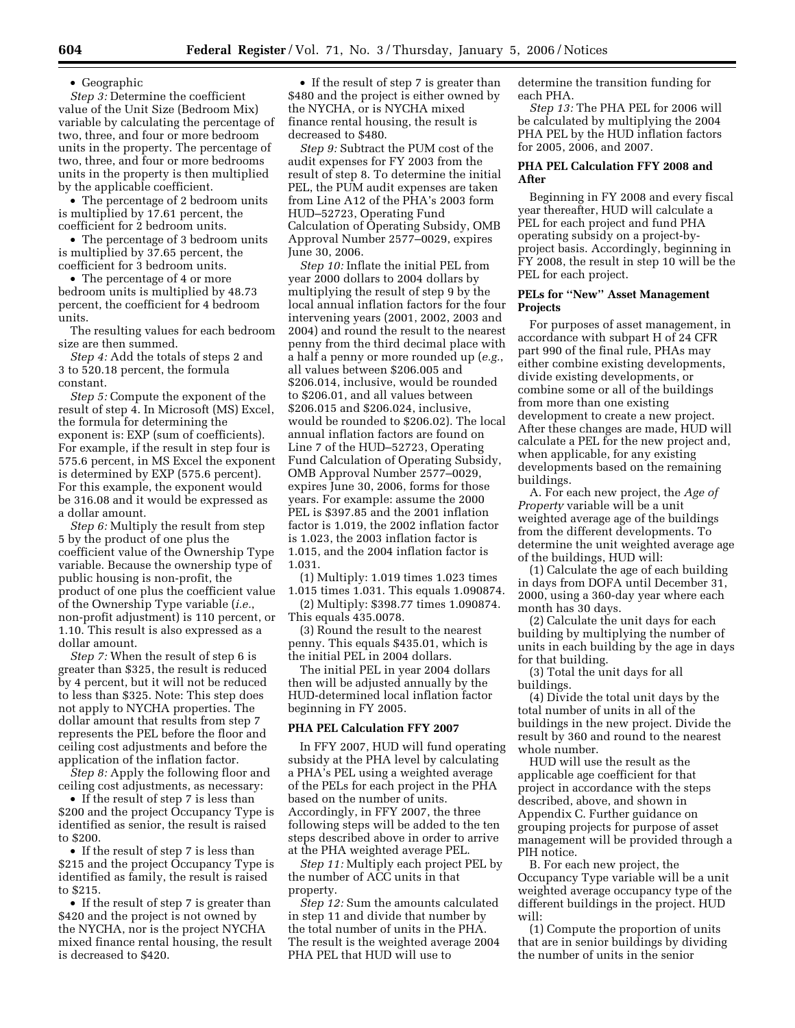- Geographic

*Step 3:* Determine the coefficient value of the Unit Size (Bedroom Mix) variable by calculating the percentage of two, three, and four or more bedroom units in the property. The percentage of two, three, and four or more bedrooms units in the property is then multiplied by the applicable coefficient.

- The percentage of 2 bedroom units is multiplied by 17.61 percent, the coefficient for 2 bedroom units.
- The percentage of 3 bedroom units is multiplied by 37.65 percent, the coefficient for 3 bedroom units.
- The percentage of 4 or more bedroom units is multiplied by 48.73 percent, the coefficient for 4 bedroom units.

The resulting values for each bedroom size are then summed.

*Step 4:* Add the totals of steps 2 and 3 to 520.18 percent, the formula constant.

*Step 5:* Compute the exponent of the result of step 4. In Microsoft (MS) Excel, the formula for determining the exponent is: EXP (sum of coefficients). For example, if the result in step four is 575.6 percent, in MS Excel the exponent is determined by EXP (575.6 percent). For this example, the exponent would be 316.08 and it would be expressed as a dollar amount.

*Step 6:* Multiply the result from step 5 by the product of one plus the coefficient value of the Ownership Type variable. Because the ownership type of public housing is non-profit, the product of one plus the coefficient value of the Ownership Type variable (*i.e.*, non-profit adjustment) is 110 percent, or 1.10. This result is also expressed as a dollar amount.

*Step 7:* When the result of step 6 is greater than $325, the result is reduced by 4 percent, but it will not be reduced to less than $325. Note: This step does not apply to NYCHA properties. The dollar amount that results from step 7 represents the PEL before the floor and ceiling cost adjustments and before the application of the inflation factor.

*Step 8:* Apply the following floor and ceiling cost adjustments, as necessary:

- If the result of step 7 is less than $200 and the project Occupancy Type is identified as senior, the result is raised to $200.
- If the result of step 7 is less than $215 and the project Occupancy Type is identified as family, the result is raised to $215.
- If the result of step 7 is greater than $420 and the project is not owned by the NYCHA, nor is the project NYCHA mixed finance rental housing, the result is decreased to $420.
- If the result of step 7 is greater than $480 and the project is either owned by the NYCHA, or is NYCHA mixed finance rental housing, the result is decreased to $480.

*Step 9:* Subtract the PUM cost of the audit expenses for FY 2003 from the result of step 8. To determine the initial PEL, the PUM audit expenses are taken from Line A12 of the PHA's 2003 form HUD–52723, Operating Fund Calculation of Operating Subsidy, OMB Approval Number 2577–0029, expires June 30, 2006.

*Step 10:* Inflate the initial PEL from year 2000 dollars to 2004 dollars by multiplying the result of step 9 by the local annual inflation factors for the four intervening years (2001, 2002, 2003 and 2004) and round the result to the nearest penny from the third decimal place with a half a penny or more rounded up (*e.g.*, all values between $206.005 and $206.014, inclusive, would be rounded to $206.01, and all values between $206.015 and $206.024, inclusive, would be rounded to $206.02). The local annual inflation factors are found on Line 7 of the HUD–52723, Operating Fund Calculation of Operating Subsidy, OMB Approval Number 2577–0029, expires June 30, 2006, forms for those years. For example: assume the 2000 PEL is $397.85 and the 2001 inflation factor is 1.019, the 2002 inflation factor is 1.023, the 2003 inflation factor is 1.015, and the 2004 inflation factor is 1.031.

(1) Multiply: 1.019 times 1.023 times 1.015 times 1.031. This equals 1.090874.

(2) Multiply: $398.77 times 1.090874. This equals 435.0078.

(3) Round the result to the nearest penny. This equals $435.01, which is the initial PEL in 2004 dollars.

The initial PEL in year 2004 dollars then will be adjusted annually by the HUD-determined local inflation factor beginning in FY 2005.

### PHA PEL Calculation FFY 2007

In FFY 2007, HUD will fund operating subsidy at the PHA level by calculating a PHA's PEL using a weighted average of the PELs for each project in the PHA based on the number of units. Accordingly, in FFY 2007, the three following steps will be added to the ten steps described above in order to arrive at the PHA weighted average PEL.

*Step 11:* Multiply each project PEL by the number of ACC units in that property.

*Step 12:* Sum the amounts calculated in step 11 and divide that number by the total number of units in the PHA. The result is the weighted average 2004 PHA PEL that HUD will use to determine the transition funding for each PHA.

*Step 13:* The PHA PEL for 2006 will be calculated by multiplying the 2004 PHA PEL by the HUD inflation factors for 2005, 2006, and 2007.

### PHA PEL Calculation FFY 2008 and After

Beginning in FY 2008 and every fiscal year thereafter, HUD will calculate a PEL for each project and fund PHA operating subsidy on a project-by-project basis. Accordingly, beginning in FY 2008, the result in step 10 will be the PEL for each project.

### PELs for "New" Asset Management Projects

For purposes of asset management, in accordance with subpart H of 24 CFR part 990 of the final rule, PHAs may either combine existing developments, divide existing developments, or combine some or all of the buildings from more than one existing development to create a new project. After these changes are made, HUD will calculate a PEL for the new project and, when applicable, for any existing developments based on the remaining buildings.

A. For each new project, the *Age of Property* variable will be a unit weighted average age of the buildings from the different developments. To determine the unit weighted average age of the buildings, HUD will:

(1) Calculate the age of each building in days from DOFA until December 31, 2000, using a 360-day year where each month has 30 days.

(2) Calculate the unit days for each building by multiplying the number of units in each building by the age in days for that building.

(3) Total the unit days for all buildings.

(4) Divide the total unit days by the total number of units in all of the buildings in the new project. Divide the result by 360 and round to the nearest whole number.

HUD will use the result as the applicable age coefficient for that project in accordance with the steps described, above, and shown in Appendix C. Further guidance on grouping projects for purpose of asset management will be provided through a PIH notice.

B. For each new project, the Occupancy Type variable will be a unit weighted average occupancy type of the different buildings in the project. HUD will:

(1) Compute the proportion of units that are in senior buildings by dividing the number of units in the senior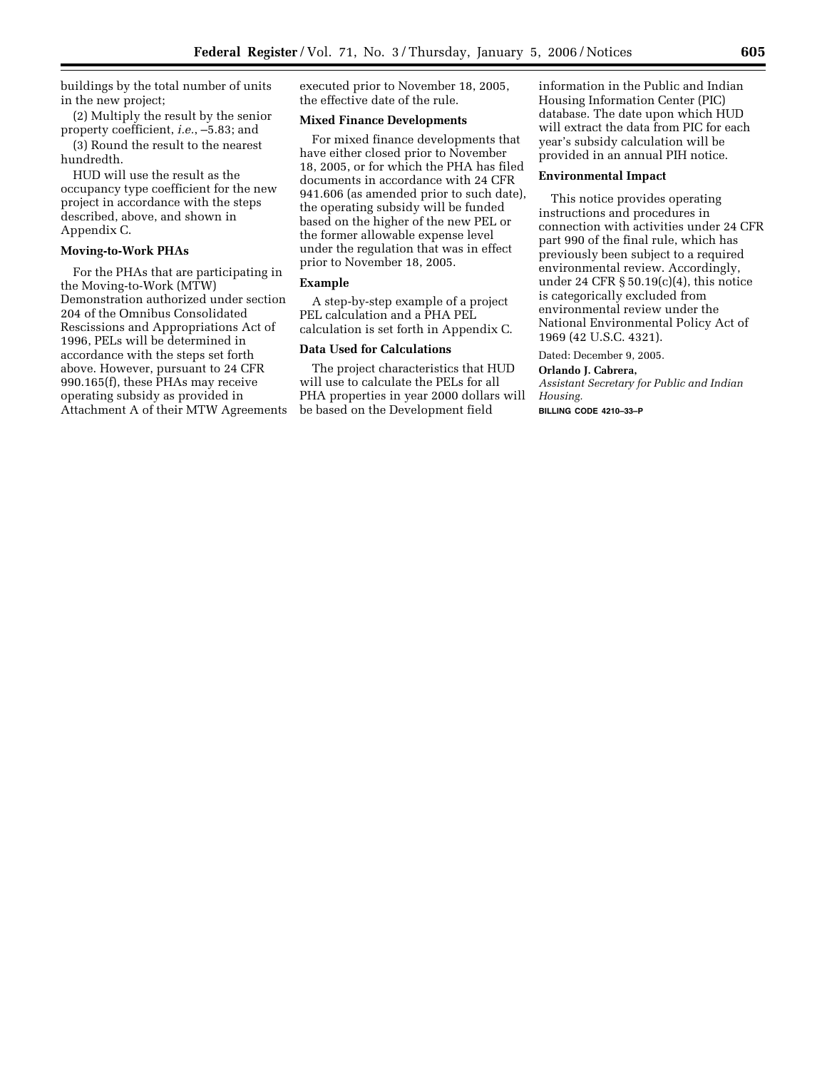buildings by the total number of units in the new project;

(2) Multiply the result by the senior property coefficient, *i.e.*, –5.83; and

(3) Round the result to the nearest hundredth.

HUD will use the result as the occupancy type coefficient for the new project in accordance with the steps described, above, and shown in Appendix C.

**Moving-to-Work PHAs**

For the PHAs that are participating in the Moving-to-Work (MTW) Demonstration authorized under section 204 of the Omnibus Consolidated Rescissions and Appropriations Act of 1996, PELs will be determined in accordance with the steps set forth above. However, pursuant to 24 CFR 990.165(f), these PHAs may receive operating subsidy as provided in Attachment A of their MTW Agreements executed prior to November 18, 2005, the effective date of the rule.

**Mixed Finance Developments**

For mixed finance developments that have either closed prior to November 18, 2005, or for which the PHA has filed documents in accordance with 24 CFR 941.606 (as amended prior to such date), the operating subsidy will be funded based on the higher of the new PEL or the former allowable expense level under the regulation that was in effect prior to November 18, 2005.

**Example**

A step-by-step example of a project PEL calculation and a PHA PEL calculation is set forth in Appendix C.

**Data Used for Calculations**

The project characteristics that HUD will use to calculate the PELs for all PHA properties in year 2000 dollars will be based on the Development field information in the Public and Indian Housing Information Center (PIC) database. The date upon which HUD will extract the data from PIC for each year's subsidy calculation will be provided in an annual PIH notice.

**Environmental Impact**

This notice provides operating instructions and procedures in connection with activities under 24 CFR part 990 of the final rule, which has previously been subject to a required environmental review. Accordingly, under 24 CFR § 50.19(c)(4), this notice is categorically excluded from environmental review under the National Environmental Policy Act of 1969 (42 U.S.C. 4321).

Dated: December 9, 2005.

**Orlando J. Cabrera,**

*Assistant Secretary for Public and Indian Housing.*

BILLING CODE 4210–33–P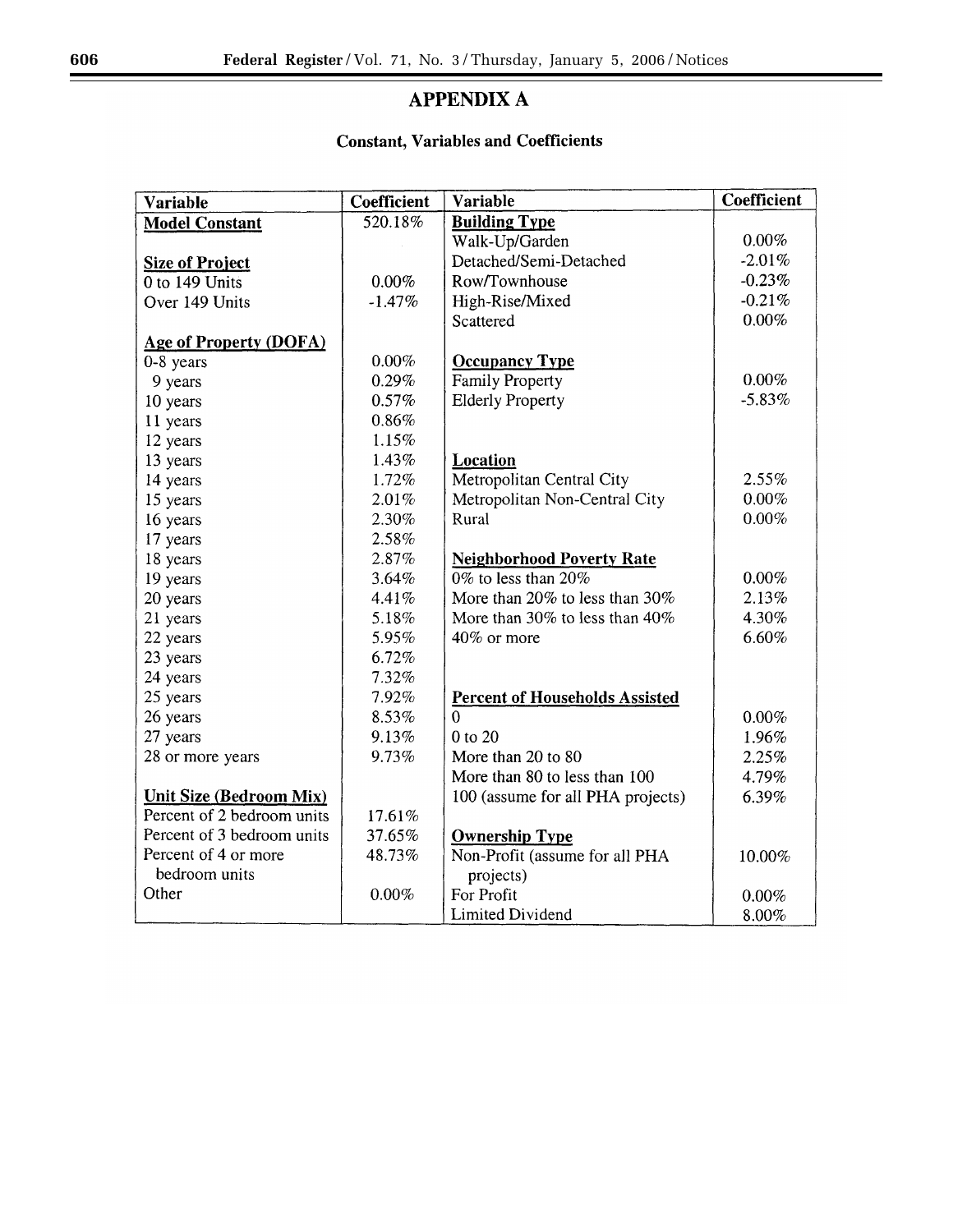# APPENDIX A

## Constant, Variables and Coefficients

| Variable | Coefficient | Variable | Coefficient |
|---|---|---|---|
| **Model Constant** | 520.18% | **Building Type** | |
| | | Walk-Up/Garden | 0.00% |
| **Size of Project** | | Detached/Semi-Detached | -2.01% |
| 0 to 149 Units | 0.00% | Row/Townhouse | -0.23% |
| Over 149 Units | -1.47% | High-Rise/Mixed | -0.21% |
| | | Scattered | 0.00% |
| **Age of Property (DOFA)** | | | |
| 0-8 years | 0.00% | **Occupancy Type** | |
| 9 years | 0.29% | Family Property | 0.00% |
| 10 years | 0.57% | Elderly Property | -5.83% |
| 11 years | 0.86% | | |
| 12 years | 1.15% | | |
| 13 years | 1.43% | **Location** | |
| 14 years | 1.72% | Metropolitan Central City | 2.55% |
| 15 years | 2.01% | Metropolitan Non-Central City | 0.00% |
| 16 years | 2.30% | Rural | 0.00% |
| 17 years | 2.58% | | |
| 18 years | 2.87% | **Neighborhood Poverty Rate** | |
| 19 years | 3.64% | 0% to less than 20% | 0.00% |
| 20 years | 4.41% | More than 20% to less than 30% | 2.13% |
| 21 years | 5.18% | More than 30% to less than 40% | 4.30% |
| 22 years | 5.95% | 40% or more | 6.60% |
| 23 years | 6.72% | | |
| 24 years | 7.32% | | |
| 25 years | 7.92% | **Percent of Households Assisted** | |
| 26 years | 8.53% | 0 | 0.00% |
| 27 years | 9.13% | 0 to 20 | 1.96% |
| 28 or more years | 9.73% | More than 20 to 80 | 2.25% |
| | | More than 80 to less than 100 | 4.79% |
| **Unit Size (Bedroom Mix)** | | 100 (assume for all PHA projects) | 6.39% |
| Percent of 2 bedroom units | 17.61% | | |
| Percent of 3 bedroom units | 37.65% | **Ownership Type** | |
| Percent of 4 or more bedroom units | 48.73% | Non-Profit (assume for all PHA projects) | 10.00% |
| Other | 0.00% | For Profit | 0.00% |
| | | Limited Dividend | 8.00% |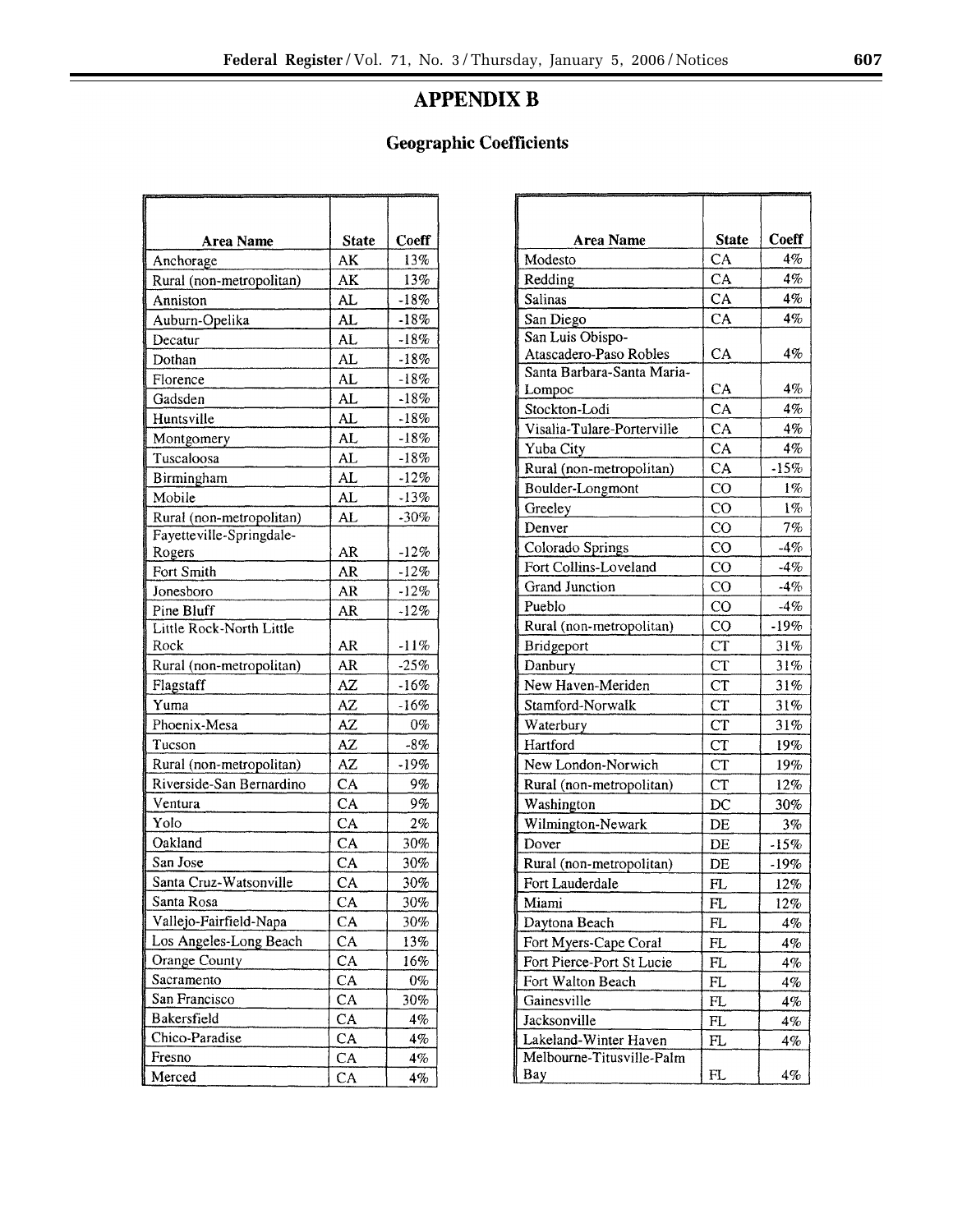# APPENDIX B

## Geographic Coefficients

| Area Name | State | Coeff |
|---|---|---|
| Anchorage | AK | 13% |
| Rural (non-metropolitan) | AK | 13% |
| Anniston | AL | -18% |
| Auburn-Opelika | AL | -18% |
| Decatur | AL | -18% |
| Dothan | AL | -18% |
| Florence | AL | -18% |
| Gadsden | AL | -18% |
| Huntsville | AL | -18% |
| Montgomery | AL | -18% |
| Tuscaloosa | AL | -18% |
| Birmingham | AL | -12% |
| Mobile | AL | -13% |
| Rural (non-metropolitan) | AL | -30% |
| Fayetteville-Springdale-Rogers | AR | -12% |
| Fort Smith | AR | -12% |
| Jonesboro | AR | -12% |
| Pine Bluff | AR | -12% |
| Little Rock-North Little Rock | AR | -11% |
| Rural (non-metropolitan) | AR | -25% |
| Flagstaff | AZ | -16% |
| Yuma | AZ | -16% |
| Phoenix-Mesa | AZ | 0% |
| Tucson | AZ | -8% |
| Rural (non-metropolitan) | AZ | -19% |
| Riverside-San Bernardino | CA | 9% |
| Ventura | CA | 9% |
| Yolo | CA | 2% |
| Oakland | CA | 30% |
| San Jose | CA | 30% |
| Santa Cruz-Watsonville | CA | 30% |
| Santa Rosa | CA | 30% |
| Vallejo-Fairfield-Napa | CA | 30% |
| Los Angeles-Long Beach | CA | 13% |
| Orange County | CA | 16% |
| Sacramento | CA | 0% |
| San Francisco | CA | 30% |
| Bakersfield | CA | 4% |
| Chico-Paradise | CA | 4% |
| Fresno | CA | 4% |
| Merced | CA | 4% |
| Modesto | CA | 4% |
| Redding | CA | 4% |
| Salinas | CA | 4% |
| San Diego | CA | 4% |
| San Luis Obispo-Atascadero-Paso Robles | CA | 4% |
| Santa Barbara-Santa Maria-Lompoc | CA | 4% |
| Stockton-Lodi | CA | 4% |
| Visalia-Tulare-Porterville | CA | 4% |
| Yuba City | CA | 4% |
| Rural (non-metropolitan) | CA | -15% |
| Boulder-Longmont | CO | 1% |
| Greeley | CO | 1% |
| Denver | CO | 7% |
| Colorado Springs | CO | -4% |
| Fort Collins-Loveland | CO | -4% |
| Grand Junction | CO | -4% |
| Pueblo | CO | -4% |
| Rural (non-metropolitan) | CO | -19% |
| Bridgeport | CT | 31% |
| Danbury | CT | 31% |
| New Haven-Meriden | CT | 31% |
| Stamford-Norwalk | CT | 31% |
| Waterbury | CT | 31% |
| Hartford | CT | 19% |
| New London-Norwich | CT | 19% |
| Rural (non-metropolitan) | CT | 12% |
| Washington | DC | 30% |
| Wilmington-Newark | DE | 3% |
| Dover | DE | -15% |
| Rural (non-metropolitan) | DE | -19% |
| Fort Lauderdale | FL | 12% |
| Miami | FL | 12% |
| Daytona Beach | FL | 4% |
| Fort Myers-Cape Coral | FL | 4% |
| Fort Pierce-Port St Lucie | FL | 4% |
| Fort Walton Beach | FL | 4% |
| Gainesville | FL | 4% |
| Jacksonville | FL | 4% |
| Lakeland-Winter Haven | FL | 4% |
| Melbourne-Titusville-Palm Bay | FL | 4% |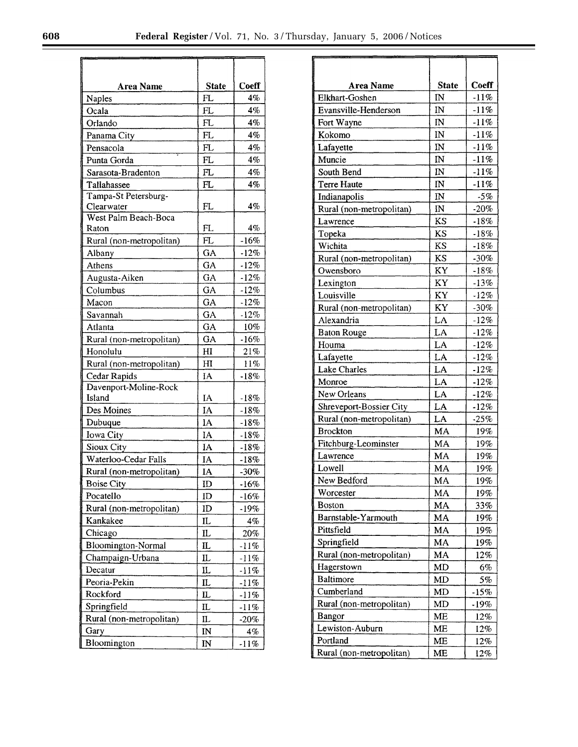| Area Name | State | Coeff |
|---|---|---|
| Naples | FL | 4% |
| Ocala | FL | 4% |
| Orlando | FL | 4% |
| Panama City | FL | 4% |
| Pensacola | FL | 4% |
| Punta Gorda | FL | 4% |
| Sarasota-Bradenton | FL | 4% |
| Tallahassee | FL | 4% |
| Tampa-St Petersburg-Clearwater | FL | 4% |
| West Palm Beach-Boca Raton | FL | 4% |
| Rural (non-metropolitan) | FL | -16% |
| Albany | GA | -12% |
| Athens | GA | -12% |
| Augusta-Aiken | GA | -12% |
| Columbus | GA | -12% |
| Macon | GA | -12% |
| Savannah | GA | -12% |
| Atlanta | GA | 10% |
| Rural (non-metropolitan) | GA | -16% |
| Honolulu | HI | 21% |
| Rural (non-metropolitan) | HI | 11% |
| Cedar Rapids | IA | -18% |
| Davenport-Moline-Rock Island | IA | -18% |
| Des Moines | IA | -18% |
| Dubuque | IA | -18% |
| Iowa City | IA | -18% |
| Sioux City | IA | -18% |
| Waterloo-Cedar Falls | IA | -18% |
| Rural (non-metropolitan) | IA | -30% |
| Boise City | ID | -16% |
| Pocatello | ID | -16% |
| Rural (non-metropolitan) | ID | -19% |
| Kankakee | IL | 4% |
| Chicago | IL | 20% |
| Bloomington-Normal | IL | -11% |
| Champaign-Urbana | IL | -11% |
| Decatur | IL | -11% |
| Peoria-Pekin | IL | -11% |
| Rockford | IL | -11% |
| Springfield | IL | -11% |
| Rural (non-metropolitan) | IL | -20% |
| Gary | IN | 4% |
| Bloomington | IN | -11% |
| Elkhart-Goshen | IN | -11% |
| Evansville-Henderson | IN | -11% |
| Fort Wayne | IN | -11% |
| Kokomo | IN | -11% |
| Lafayette | IN | -11% |
| Muncie | IN | -11% |
| South Bend | IN | -11% |
| Terre Haute | IN | -11% |
| Indianapolis | IN | -5% |
| Rural (non-metropolitan) | IN | -20% |
| Lawrence | KS | -18% |
| Topeka | KS | -18% |
| Wichita | KS | -18% |
| Rural (non-metropolitan) | KS | -30% |
| Owensboro | KY | -18% |
| Lexington | KY | -13% |
| Louisville | KY | -12% |
| Rural (non-metropolitan) | KY | -30% |
| Alexandria | LA | -12% |
| Baton Rouge | LA | -12% |
| Houma | LA | -12% |
| Lafayette | LA | -12% |
| Lake Charles | LA | -12% |
| Monroe | LA | -12% |
| New Orleans | LA | -12% |
| Shreveport-Bossier City | LA | -12% |
| Rural (non-metropolitan) | LA | -25% |
| Brockton | MA | 19% |
| Fitchburg-Leominster | MA | 19% |
| Lawrence | MA | 19% |
| Lowell | MA | 19% |
| New Bedford | MA | 19% |
| Worcester | MA | 19% |
| Boston | MA | 33% |
| Barnstable-Yarmouth | MA | 19% |
| Pittsfield | MA | 19% |
| Springfield | MA | 19% |
| Rural (non-metropolitan) | MA | 12% |
| Hagerstown | MD | 6% |
| Baltimore | MD | 5% |
| Cumberland | MD | -15% |
| Rural (non-metropolitan) | MD | -19% |
| Bangor | ME | 12% |
| Lewiston-Auburn | ME | 12% |
| Portland | ME | 12% |
| Rural (non-metropolitan) | ME | 12% |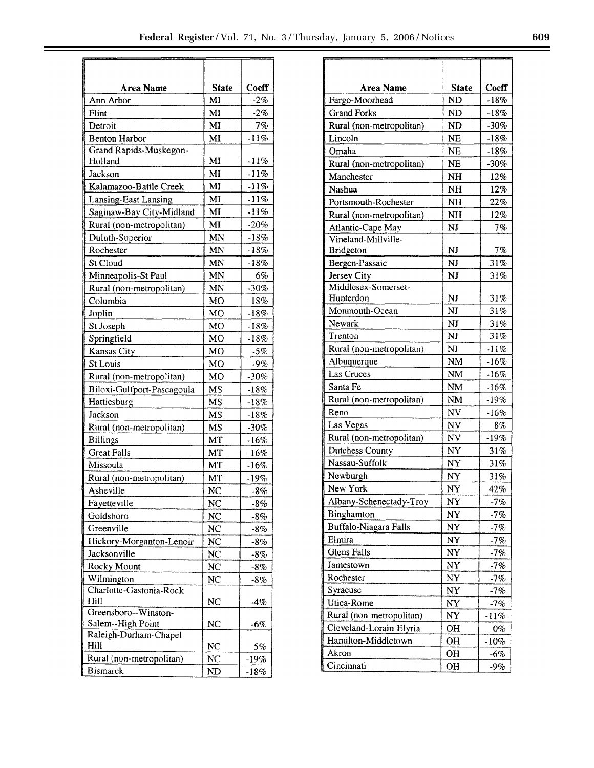| Area Name | State | Coeff |
|---|---|---|
| Ann Arbor | MI | -2% |
| Flint | MI | -2% |
| Detroit | MI | 7% |
| Benton Harbor | MI | -11% |
| Grand Rapids-Muskegon-Holland | MI | -11% |
| Jackson | MI | -11% |
| Kalamazoo-Battle Creek | MI | -11% |
| Lansing-East Lansing | MI | -11% |
| Saginaw-Bay City-Midland | MI | -11% |
| Rural (non-metropolitan) | MI | -20% |
| Duluth-Superior | MN | -18% |
| Rochester | MN | -18% |
| St Cloud | MN | -18% |
| Minneapolis-St Paul | MN | 6% |
| Rural (non-metropolitan) | MN | -30% |
| Columbia | MO | -18% |
| Joplin | MO | -18% |
| St Joseph | MO | -18% |
| Springfield | MO | -18% |
| Kansas City | MO | -5% |
| St Louis | MO | -9% |
| Rural (non-metropolitan) | MO | -30% |
| Biloxi-Gulfport-Pascagoula | MS | -18% |
| Hattiesburg | MS | -18% |
| Jackson | MS | -18% |
| Rural (non-metropolitan) | MS | -30% |
| Billings | MT | -16% |
| Great Falls | MT | -16% |
| Missoula | MT | -16% |
| Rural (non-metropolitan) | MT | -19% |
| Asheville | NC | -8% |
| Fayetteville | NC | -8% |
| Goldsboro | NC | -8% |
| Greenville | NC | -8% |
| Hickory-Morganton-Lenoir | NC | -8% |
| Jacksonville | NC | -8% |
| Rocky Mount | NC | -8% |
| Wilmington | NC | -8% |
| Charlotte-Gastonia-Rock Hill | NC | -4% |
| Greensboro--Winston-Salem--High Point | NC | -6% |
| Raleigh-Durham-Chapel Hill | NC | 5% |
| Rural (non-metropolitan) | NC | -19% |
| Bismarck | ND | -18% |
| Fargo-Moorhead | ND | -18% |
| Grand Forks | ND | -18% |
| Rural (non-metropolitan) | ND | -30% |
| Lincoln | NE | -18% |
| Omaha | NE | -18% |
| Rural (non-metropolitan) | NE | -30% |
| Manchester | NH | 12% |
| Nashua | NH | 12% |
| Portsmouth-Rochester | NH | 22% |
| Rural (non-metropolitan) | NH | 12% |
| Atlantic-Cape May | NJ | 7% |
| Vineland-Millville-Bridgeton | NJ | 7% |
| Bergen-Passaic | NJ | 31% |
| Jersey City | NJ | 31% |
| Middlesex-Somerset-Hunterdon | NJ | 31% |
| Monmouth-Ocean | NJ | 31% |
| Newark | NJ | 31% |
| Trenton | NJ | 31% |
| Rural (non-metropolitan) | NJ | -11% |
| Albuquerque | NM | -16% |
| Las Cruces | NM | -16% |
| Santa Fe | NM | -16% |
| Rural (non-metropolitan) | NM | -19% |
| Reno | NV | -16% |
| Las Vegas | NV | 8% |
| Rural (non-metropolitan) | NV | -19% |
| Dutchess County | NY | 31% |
| Nassau-Suffolk | NY | 31% |
| Newburgh | NY | 31% |
| New York | NY | 42% |
| Albany-Schenectady-Troy | NY | -7% |
| Binghamton | NY | -7% |
| Buffalo-Niagara Falls | NY | -7% |
| Elmira | NY | -7% |
| Glens Falls | NY | -7% |
| Jamestown | NY | -7% |
| Rochester | NY | -7% |
| Syracuse | NY | -7% |
| Utica-Rome | NY | -7% |
| Rural (non-metropolitan) | NY | -11% |
| Cleveland-Lorain-Elyria | OH | 0% |
| Hamilton-Middletown | OH | -10% |
| Akron | OH | -6% |
| Cincinnati | OH | -9% |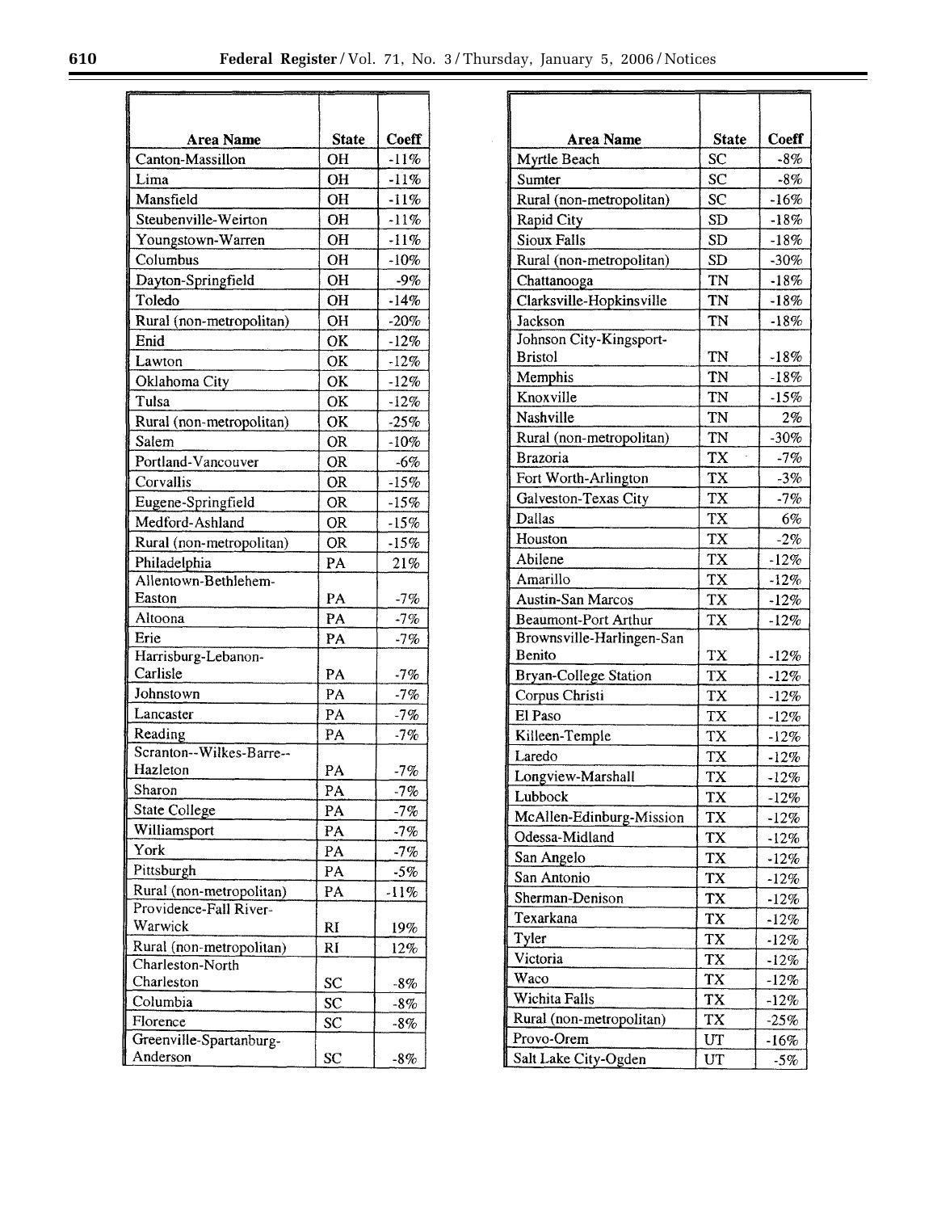| Area Name | State | Coeff |
|---|---|---|
| Canton-Massillon | OH | -11% |
| Lima | OH | -11% |
| Mansfield | OH | -11% |
| Steubenville-Weirton | OH | -11% |
| Youngstown-Warren | OH | -11% |
| Columbus | OH | -10% |
| Dayton-Springfield | OH | -9% |
| Toledo | OH | -14% |
| Rural (non-metropolitan) | OH | -20% |
| Enid | OK | -12% |
| Lawton | OK | -12% |
| Oklahoma City | OK | -12% |
| Tulsa | OK | -12% |
| Rural (non-metropolitan) | OK | -25% |
| Salem | OR | -10% |
| Portland-Vancouver | OR | -6% |
| Corvallis | OR | -15% |
| Eugene-Springfield | OR | -15% |
| Medford-Ashland | OR | -15% |
| Rural (non-metropolitan) | OR | -15% |
| Philadelphia | PA | 21% |
| Allentown-Bethlehem-Easton | PA | -7% |
| Altoona | PA | -7% |
| Erie | PA | -7% |
| Harrisburg-Lebanon-Carlisle | PA | -7% |
| Johnstown | PA | -7% |
| Lancaster | PA | -7% |
| Reading | PA | -7% |
| Scranton--Wilkes-Barre--Hazleton | PA | -7% |
| Sharon | PA | -7% |
| State College | PA | -7% |
| Williamsport | PA | -7% |
| York | PA | -7% |
| Pittsburgh | PA | -5% |
| Rural (non-metropolitan) | PA | -11% |
| Providence-Fall River-Warwick | RI | 19% |
| Rural (non-metropolitan) | RI | 12% |
| Charleston-North Charleston | SC | -8% |
| Columbia | SC | -8% |
| Florence | SC | -8% |
| Greenville-Spartanburg-Anderson | SC | -8% |
| Myrtle Beach | SC | -8% |
| Sumter | SC | -8% |
| Rural (non-metropolitan) | SC | -16% |
| Rapid City | SD | -18% |
| Sioux Falls | SD | -18% |
| Rural (non-metropolitan) | SD | -30% |
| Chattanooga | TN | -18% |
| Clarksville-Hopkinsville | TN | -18% |
| Jackson | TN | -18% |
| Johnson City-Kingsport-Bristol | TN | -18% |
| Memphis | TN | -18% |
| Knoxville | TN | -15% |
| Nashville | TN | 2% |
| Rural (non-metropolitan) | TN | -30% |
| Brazoria | TX | -7% |
| Fort Worth-Arlington | TX | -3% |
| Galveston-Texas City | TX | -7% |
| Dallas | TX | 6% |
| Houston | TX | -2% |
| Abilene | TX | -12% |
| Amarillo | TX | -12% |
| Austin-San Marcos | TX | -12% |
| Beaumont-Port Arthur | TX | -12% |
| Brownsville-Harlingen-San Benito | TX | -12% |
| Bryan-College Station | TX | -12% |
| Corpus Christi | TX | -12% |
| El Paso | TX | -12% |
| Killeen-Temple | TX | -12% |
| Laredo | TX | -12% |
| Longview-Marshall | TX | -12% |
| Lubbock | TX | -12% |
| McAllen-Edinburg-Mission | TX | -12% |
| Odessa-Midland | TX | -12% |
| San Angelo | TX | -12% |
| San Antonio | TX | -12% |
| Sherman-Denison | TX | -12% |
| Texarkana | TX | -12% |
| Tyler | TX | -12% |
| Victoria | TX | -12% |
| Waco | TX | -12% |
| Wichita Falls | TX | -12% |
| Rural (non-metropolitan) | TX | -25% |
| Provo-Orem | UT | -16% |
| Salt Lake City-Ogden | UT | -5% |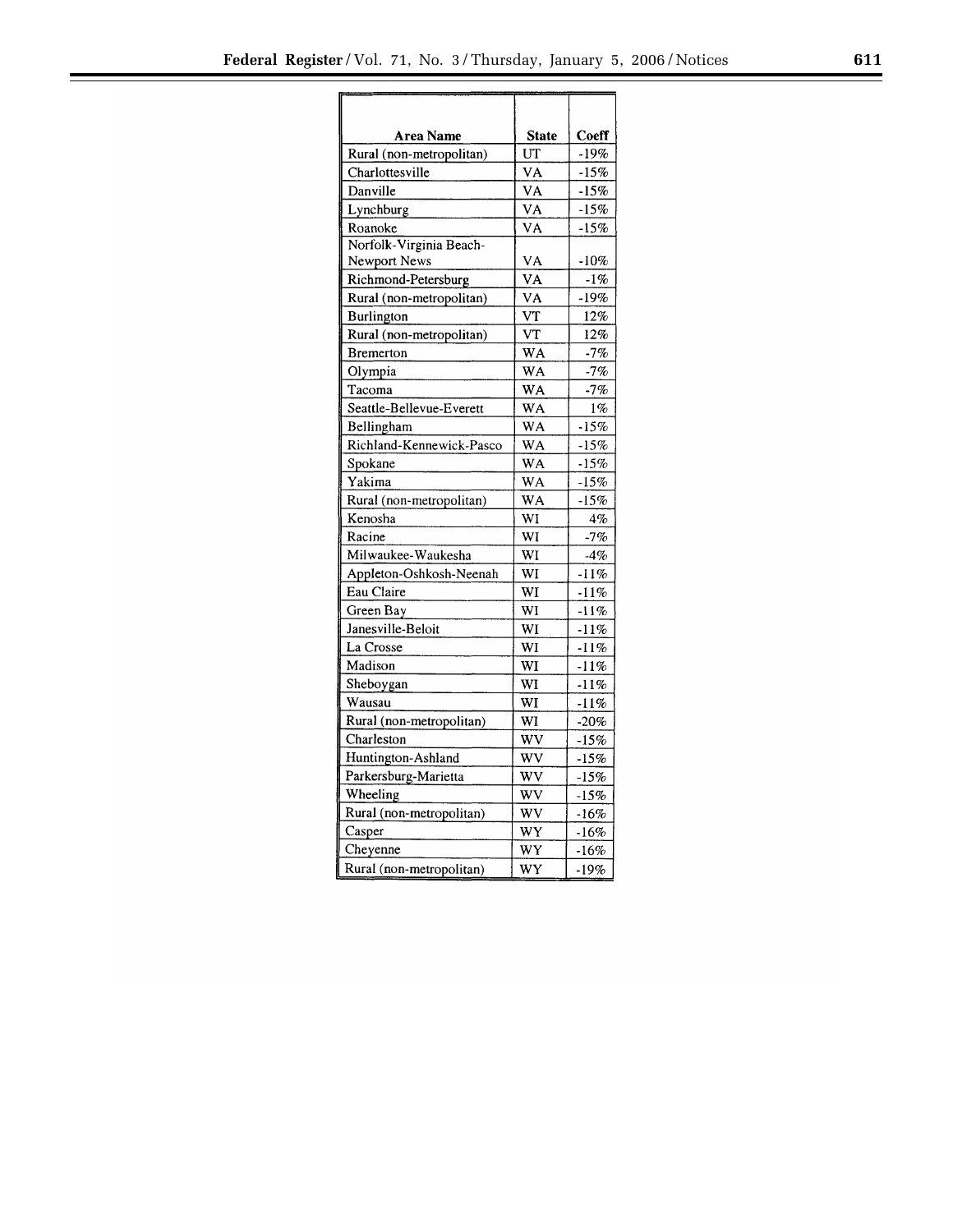| Area Name | State | Coeff |
| --- | --- | --- |
| Rural (non-metropolitan) | UT | -19% |
| Charlottesville | VA | -15% |
| Danville | VA | -15% |
| Lynchburg | VA | -15% |
| Roanoke | VA | -15% |
| Norfolk-Virginia Beach-Newport News | VA | -10% |
| Richmond-Petersburg | VA | -1% |
| Rural (non-metropolitan) | VA | -19% |
| Burlington | VT | 12% |
| Rural (non-metropolitan) | VT | 12% |
| Bremerton | WA | -7% |
| Olympia | WA | -7% |
| Tacoma | WA | -7% |
| Seattle-Bellevue-Everett | WA | 1% |
| Bellingham | WA | -15% |
| Richland-Kennewick-Pasco | WA | -15% |
| Spokane | WA | -15% |
| Yakima | WA | -15% |
| Rural (non-metropolitan) | WA | -15% |
| Kenosha | WI | 4% |
| Racine | WI | -7% |
| Milwaukee-Waukesha | WI | -4% |
| Appleton-Oshkosh-Neenah | WI | -11% |
| Eau Claire | WI | -11% |
| Green Bay | WI | -11% |
| Janesville-Beloit | WI | -11% |
| La Crosse | WI | -11% |
| Madison | WI | -11% |
| Sheboygan | WI | -11% |
| Wausau | WI | -11% |
| Rural (non-metropolitan) | WI | -20% |
| Charleston | WV | -15% |
| Huntington-Ashland | WV | -15% |
| Parkersburg-Marietta | WV | -15% |
| Wheeling | WV | -15% |
| Rural (non-metropolitan) | WV | -16% |
| Casper | WY | -16% |
| Cheyenne | WY | -16% |
| Rural (non-metropolitan) | WY | -19% |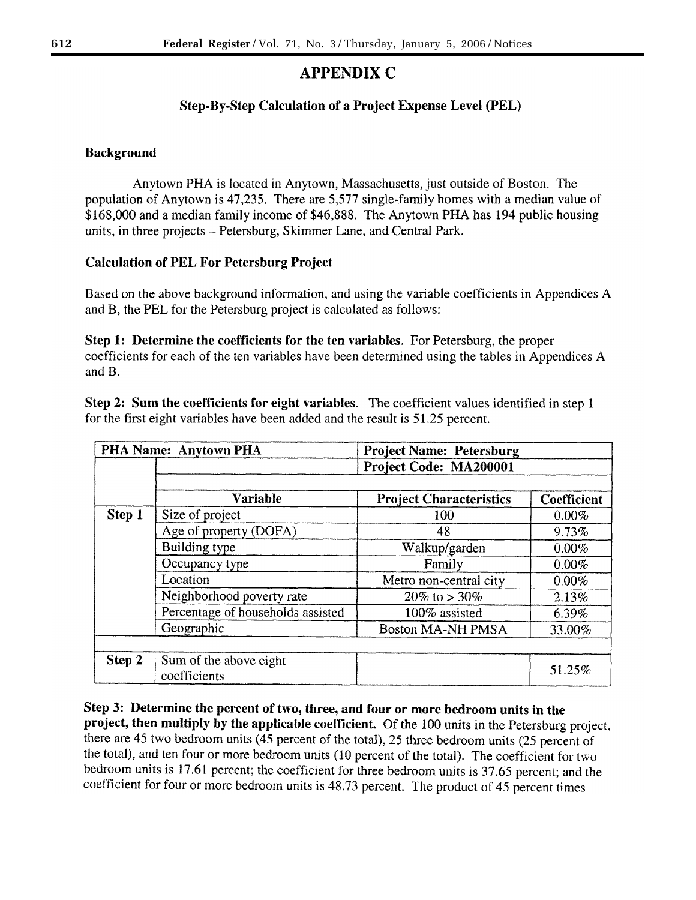# APPENDIX C

## Step-By-Step Calculation of a Project Expense Level (PEL)

### Background

Anytown PHA is located in Anytown, Massachusetts, just outside of Boston. The population of Anytown is 47,235. There are 5,577 single-family homes with a median value of $168,000 and a median family income of $46,888. The Anytown PHA has 194 public housing units, in three projects – Petersburg, Skimmer Lane, and Central Park.

### Calculation of PEL For Petersburg Project

Based on the above background information, and using the variable coefficients in Appendices A and B, the PEL for the Petersburg project is calculated as follows:

**Step 1: Determine the coefficients for the ten variables.** For Petersburg, the proper coefficients for each of the ten variables have been determined using the tables in Appendices A and B.

**Step 2: Sum the coefficients for eight variables.** The coefficient values identified in step 1 for the first eight variables have been added and the result is 51.25 percent.

| PHA Name: Anytown PHA | | Project Name: Petersburg | |
|---|---|---|---|
| | | Project Code: MA200001 | |
| | **Variable** | **Project Characteristics** | **Coefficient** |
| **Step 1** | Size of project | 100 | 0.00% |
| | Age of property (DOFA) | 48 | 9.73% |
| | Building type | Walkup/garden | 0.00% |
| | Occupancy type | Family | 0.00% |
| | Location | Metro non-central city | 0.00% |
| | Neighborhood poverty rate | 20% to > 30% | 2.13% |
| | Percentage of households assisted | 100% assisted | 6.39% |
| | Geographic | Boston MA-NH PMSA | 33.00% |
| **Step 2** | Sum of the above eight coefficients | | 51.25% |

**Step 3: Determine the percent of two, three, and four or more bedroom units in the project, then multiply by the applicable coefficient.** Of the 100 units in the Petersburg project, there are 45 two bedroom units (45 percent of the total), 25 three bedroom units (25 percent of the total), and ten four or more bedroom units (10 percent of the total). The coefficient for two bedroom units is 17.61 percent; the coefficient for three bedroom units is 37.65 percent; and the coefficient for four or more bedroom units is 48.73 percent. The product of 45 percent times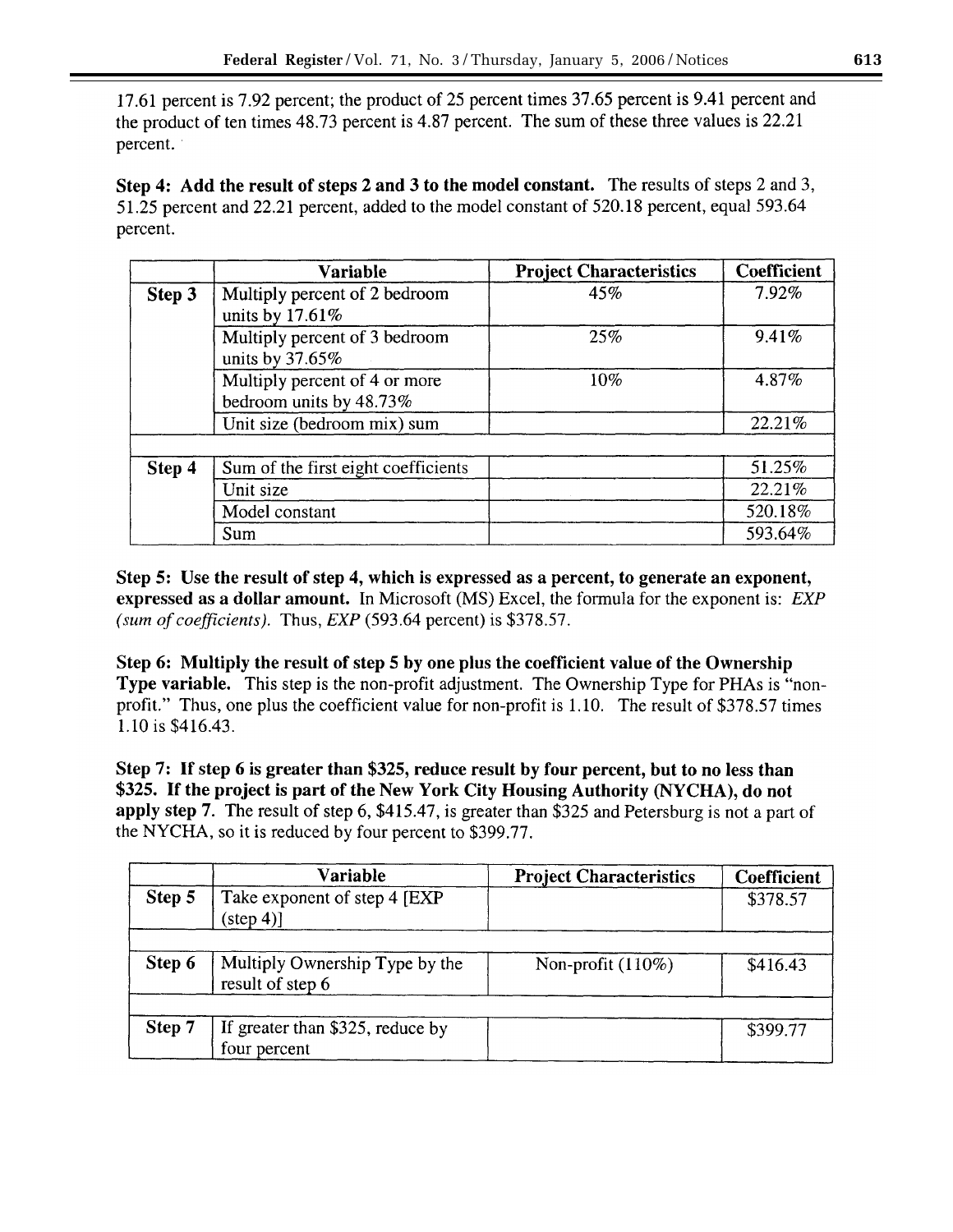17.61 percent is 7.92 percent; the product of 25 percent times 37.65 percent is 9.41 percent and the product of ten times 48.73 percent is 4.87 percent. The sum of these three values is 22.21 percent.

**Step 4: Add the result of steps 2 and 3 to the model constant.** The results of steps 2 and 3, 51.25 percent and 22.21 percent, added to the model constant of 520.18 percent, equal 593.64 percent.

| | Variable | Project Characteristics | Coefficient |
|---|---|---|---|
| **Step 3** | Multiply percent of 2 bedroom units by 17.61% | 45% | 7.92% |
| | Multiply percent of 3 bedroom units by 37.65% | 25% | 9.41% |
| | Multiply percent of 4 or more bedroom units by 48.73% | 10% | 4.87% |
| | Unit size (bedroom mix) sum | | 22.21% |
| | | | |
| **Step 4** | Sum of the first eight coefficients | | 51.25% |
| | Unit size | | 22.21% |
| | Model constant | | 520.18% |
| | Sum | | 593.64% |

**Step 5: Use the result of step 4, which is expressed as a percent, to generate an exponent, expressed as a dollar amount.** In Microsoft (MS) Excel, the formula for the exponent is: *EXP (sum of coefficients)*. Thus, *EXP* (593.64 percent) is $378.57.

**Step 6: Multiply the result of step 5 by one plus the coefficient value of the Ownership Type variable.** This step is the non-profit adjustment. The Ownership Type for PHAs is "non-profit." Thus, one plus the coefficient value for non-profit is 1.10. The result of $378.57 times 1.10 is $416.43.

**Step 7: If step 6 is greater than $325, reduce result by four percent, but to no less than $325. If the project is part of the New York City Housing Authority (NYCHA), do not apply step 7.** The result of step 6, $415.47, is greater than $325 and Petersburg is not a part of the NYCHA, so it is reduced by four percent to $399.77.

| | Variable | Project Characteristics | Coefficient |
|---|---|---|---|
| **Step 5** | Take exponent of step 4 [EXP (step 4)] | | $378.57 |
| | | | |
| **Step 6** | Multiply Ownership Type by the result of step 6 | Non-profit (110%) | $416.43 |
| | | | |
| **Step 7** | If greater than $325, reduce by four percent | | $399.77 |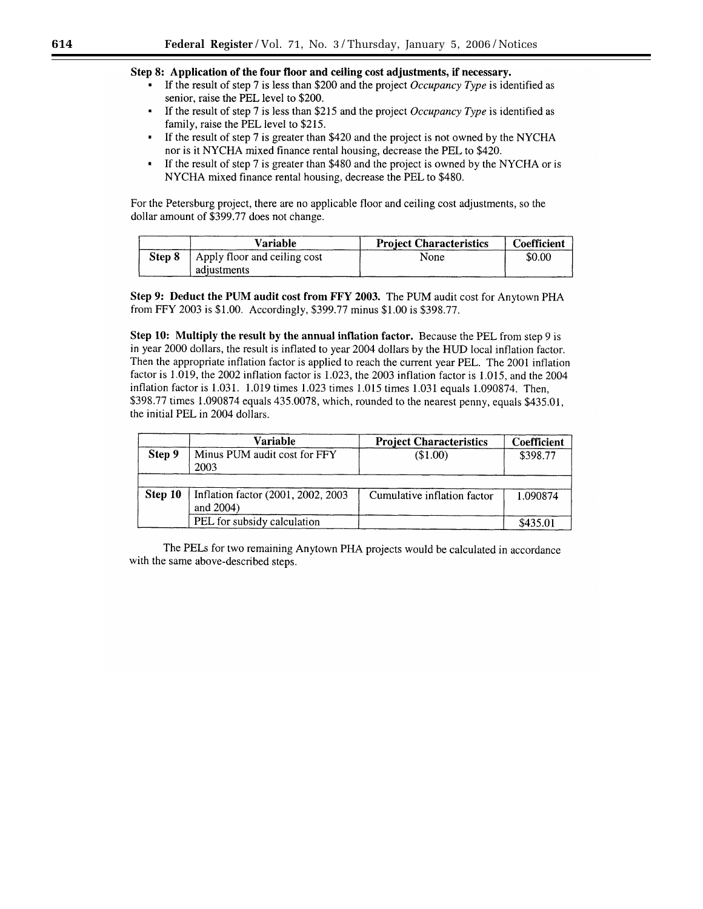**Step 8: Application of the four floor and ceiling cost adjustments, if necessary.**

- If the result of step 7 is less than $200 and the project *Occupancy Type* is identified as senior, raise the PEL level to $200.
- If the result of step 7 is less than $215 and the project *Occupancy Type* is identified as family, raise the PEL level to $215.
- If the result of step 7 is greater than $420 and the project is not owned by the NYCHA nor is it NYCHA mixed finance rental housing, decrease the PEL to $420.
- If the result of step 7 is greater than $480 and the project is owned by the NYCHA or is NYCHA mixed finance rental housing, decrease the PEL to $480.

For the Petersburg project, there are no applicable floor and ceiling cost adjustments, so the dollar amount of $399.77 does not change.

| | Variable | Project Characteristics | Coefficient |
|---|---|---|---|
| **Step 8** | Apply floor and ceiling cost adjustments | None | $0.00 |

**Step 9: Deduct the PUM audit cost from FFY 2003.** The PUM audit cost for Anytown PHA from FFY 2003 is $1.00. Accordingly, $399.77 minus $1.00 is $398.77.

**Step 10: Multiply the result by the annual inflation factor.** Because the PEL from step 9 is in year 2000 dollars, the result is inflated to year 2004 dollars by the HUD local inflation factor. Then the appropriate inflation factor is applied to reach the current year PEL. The 2001 inflation factor is 1.019, the 2002 inflation factor is 1.023, the 2003 inflation factor is 1.015, and the 2004 inflation factor is 1.031. 1.019 times 1.023 times 1.015 times 1.031 equals 1.090874. Then, $398.77 times 1.090874 equals 435.0078, which, rounded to the nearest penny, equals $435.01, the initial PEL in 2004 dollars.

| | Variable | Project Characteristics | Coefficient |
|---|---|---|---|
| **Step 9** | Minus PUM audit cost for FFY 2003 | ($1.00) | $398.77 |
| | | | |
| **Step 10** | Inflation factor (2001, 2002, 2003 and 2004) | Cumulative inflation factor | 1.090874 |
| | PEL for subsidy calculation | | $435.01 |

The PELs for two remaining Anytown PHA projects would be calculated in accordance with the same above-described steps.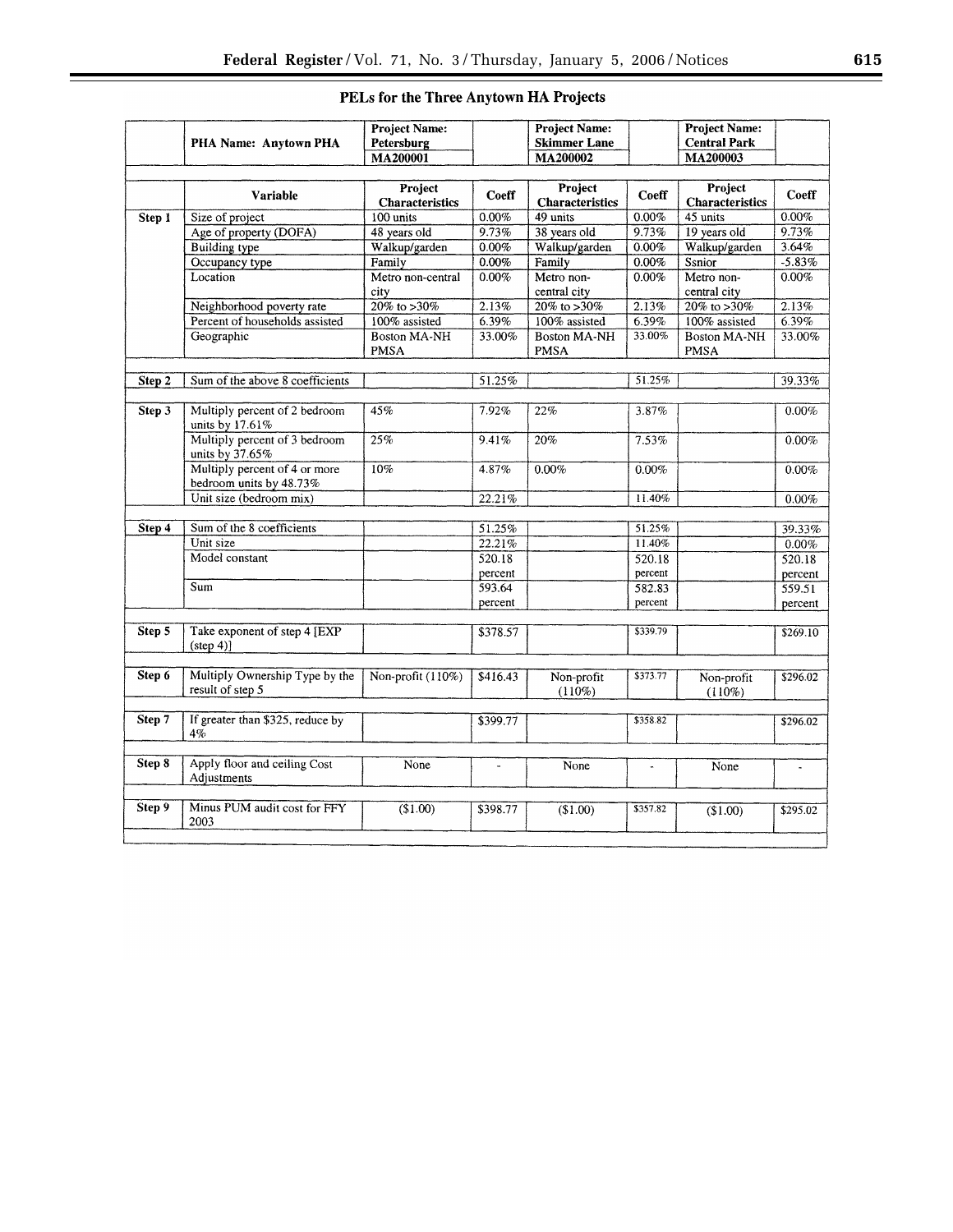## PELs for the Three Anytown HA Projects

| | PHA Name: Anytown PHA | Project Name: Petersburg MA200001 | | Project Name: Skimmer Lane MA200002 | | Project Name: Central Park MA200003 | |
|---|---|---|---|---|---|---|---|
| | Variable | Project Characteristics | Coeff | Project Characteristics | Coeff | Project Characteristics | Coeff |
| Step 1 | Size of project | 100 units | 0.00% | 49 units | 0.00% | 45 units | 0.00% |
| | Age of property (DOFA) | 48 years old | 9.73% | 38 years old | 9.73% | 19 years old | 9.73% |
| | Building type | Walkup/garden | 0.00% | Walkup/garden | 0.00% | Walkup/garden | 3.64% |
| | Occupancy type | Family | 0.00% | Family | 0.00% | Ssnior | -5.83% |
| | Location | Metro non-central city | 0.00% | Metro non-central city | 0.00% | Metro non-central city | 0.00% |
| | Neighborhood poverty rate | 20% to >30% | 2.13% | 20% to >30% | 2.13% | 20% to >30% | 2.13% |
| | Percent of households assisted | 100% assisted | 6.39% | 100% assisted | 6.39% | 100% assisted | 6.39% |
| | Geographic | Boston MA-NH PMSA | 33.00% | Boston MA-NH PMSA | 33.00% | Boston MA-NH PMSA | 33.00% |
| Step 2 | Sum of the above 8 coefficients | | 51.25% | | 51.25% | | 39.33% |
| Step 3 | Multiply percent of 2 bedroom units by 17.61% | 45% | 7.92% | 22% | 3.87% | | 0.00% |
| | Multiply percent of 3 bedroom units by 37.65% | 25% | 9.41% | 20% | 7.53% | | 0.00% |
| | Multiply percent of 4 or more bedroom units by 48.73% | 10% | 4.87% | 0.00% | 0.00% | | 0.00% |
| | Unit size (bedroom mix) | | 22.21% | | 11.40% | | 0.00% |
| Step 4 | Sum of the 8 coefficients | | 51.25% | | 51.25% | | 39.33% |
| | Unit size | | 22.21% | | 11.40% | | 0.00% |
| | Model constant | | 520.18 percent | | 520.18 percent | | 520.18 percent |
| | Sum | | 593.64 percent | | 582.83 percent | | 559.51 percent |
| Step 5 | Take exponent of step 4 [EXP (step 4)] | | $378.57 | | $339.79 | | $269.10 |
| Step 6 | Multiply Ownership Type by the result of step 5 | Non-profit (110%) | $416.43 | Non-profit (110%) | $373.77 | Non-profit (110%) | $296.02 |
| Step 7 | If greater than $325, reduce by 4% | | $399.77 | | $358.82 | | $296.02 |
| Step 8 | Apply floor and ceiling Cost Adjustments | None | - | None | - | None | - |
| Step 9 | Minus PUM audit cost for FFY 2003 | ($1.00) | $398.77 | ($1.00) | $357.82 | ($1.00) | $295.02 |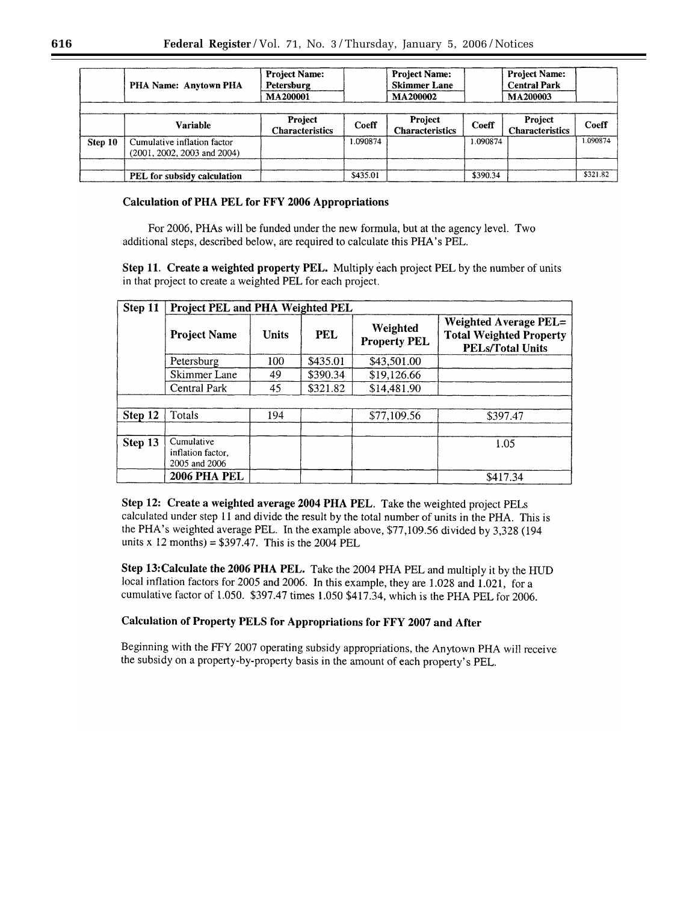| | PHA Name: Anytown PHA | Project Name: Petersburg MA200001 | | Project Name: Skimmer Lane MA200002 | | Project Name: Central Park MA200003 | |
|---|---|---|---|---|---|---|---|
| | | | | | | | |
| | Variable | Project Characteristics | Coeff | Project Characteristics | Coeff | Project Characteristics | Coeff |
| Step 10 | Cumulative inflation factor (2001, 2002, 2003 and 2004) | | 1.090874 | | 1.090874 | | 1.090874 |
| | | | | | | | |
| | PEL for subsidy calculation | | $435.01 | | $390.34 | | $321.82 |

**Calculation of PHA PEL for FFY 2006 Appropriations**

For 2006, PHAs will be funded under the new formula, but at the agency level. Two additional steps, described below, are required to calculate this PHA's PEL.

**Step 11. Create a weighted property PEL.** Multiply each project PEL by the number of units in that project to create a weighted PEL for each project.

| Step 11 | Project PEL and PHA Weighted PEL | | | | |
|---|---|---|---|---|---|
| | Project Name | Units | PEL | Weighted Property PEL | Weighted Average PEL= Total Weighted Property PELs/Total Units |
| | Petersburg | 100 | $435.01 | $43,501.00 | |
| | Skimmer Lane | 49 | $390.34 | $19,126.66 | |
| | Central Park | 45 | $321.82 | $14,481.90 | |
| | | | | | |
| Step 12 | Totals | 194 | | $77,109.56 | $397.47 |
| | | | | | |
| Step 13 | Cumulative inflation factor, 2005 and 2006 | | | | 1.05 |
| | 2006 PHA PEL | | | | $417.34 |

**Step 12: Create a weighted average 2004 PHA PEL.** Take the weighted project PELs calculated under step 11 and divide the result by the total number of units in the PHA. This is the PHA's weighted average PEL. In the example above, $77,109.56 divided by 3,328 (194 units x 12 months) = $397.47. This is the 2004 PEL

**Step 13:Calculate the 2006 PHA PEL.** Take the 2004 PHA PEL and multiply it by the HUD local inflation factors for 2005 and 2006. In this example, they are 1.028 and 1.021, for a cumulative factor of 1.050. $397.47 times 1.050 $417.34, which is the PHA PEL for 2006.

**Calculation of Property PELS for Appropriations for FFY 2007 and After**

Beginning with the FFY 2007 operating subsidy appropriations, the Anytown PHA will receive the subsidy on a property-by-property basis in the amount of each property's PEL.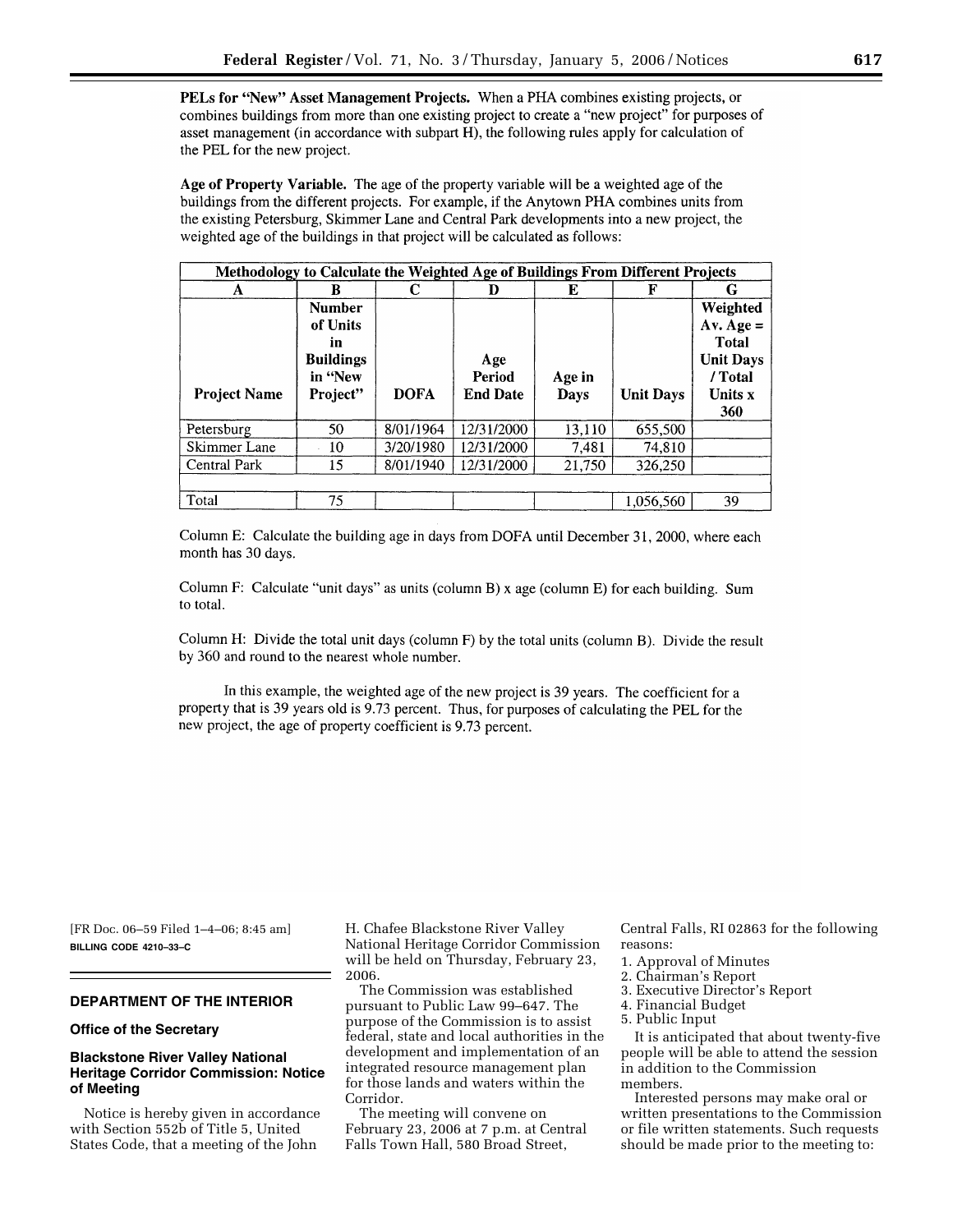**PELs for "New" Asset Management Projects.** When a PHA combines existing projects, or combines buildings from more than one existing project to create a "new project" for purposes of asset management (in accordance with subpart H), the following rules apply for calculation of the PEL for the new project.

**Age of Property Variable.** The age of the property variable will be a weighted age of the buildings from the different projects. For example, if the Anytown PHA combines units from the existing Petersburg, Skimmer Lane and Central Park developments into a new project, the weighted age of the buildings in that project will be calculated as follows:

**Methodology to Calculate the Weighted Age of Buildings From Different Projects**

| A | B | C | D | E | F | G |
|---|---|---|---|---|---|---|
| Project Name | Number of Units in Buildings in "New Project" | DOFA | Age Period End Date | Age in Days | Unit Days | Weighted Av. Age = Total Unit Days / Total Units x 360 |
| Petersburg | 50 | 8/01/1964 | 12/31/2000 | 13,110 | 655,500 | |
| Skimmer Lane | 10 | 3/20/1980 | 12/31/2000 | 7,481 | 74,810 | |
| Central Park | 15 | 8/01/1940 | 12/31/2000 | 21,750 | 326,250 | |
| | | | | | | |
| Total | 75 | | | | 1,056,560 | 39 |

Column E: Calculate the building age in days from DOFA until December 31, 2000, where each month has 30 days.

Column F: Calculate "unit days" as units (column B) x age (column E) for each building. Sum to total.

Column H: Divide the total unit days (column F) by the total units (column B). Divide the result by 360 and round to the nearest whole number.

In this example, the weighted age of the new project is 39 years. The coefficient for a property that is 39 years old is 9.73 percent. Thus, for purposes of calculating the PEL for the new project, the age of property coefficient is 9.73 percent.

[FR Doc. 06–59 Filed 1–4–06; 8:45 am]

**BILLING CODE 4210–33–C**

## DEPARTMENT OF THE INTERIOR

### Office of the Secretary

### Blackstone River Valley National Heritage Corridor Commission: Notice of Meeting

Notice is hereby given in accordance with Section 552b of Title 5, United States Code, that a meeting of the John H. Chafee Blackstone River Valley National Heritage Corridor Commission will be held on Thursday, February 23, 2006.

The Commission was established pursuant to Public Law 99–647. The purpose of the Commission is to assist federal, state and local authorities in the development and implementation of an integrated resource management plan for those lands and waters within the Corridor.

The meeting will convene on February 23, 2006 at 7 p.m. at Central Falls Town Hall, 580 Broad Street, Central Falls, RI 02863 for the following reasons:

1. Approval of Minutes
2. Chairman's Report
3. Executive Director's Report
4. Financial Budget
5. Public Input

It is anticipated that about twenty-five people will be able to attend the session in addition to the Commission members.

Interested persons may make oral or written presentations to the Commission or file written statements. Such requests should be made prior to the meeting to: